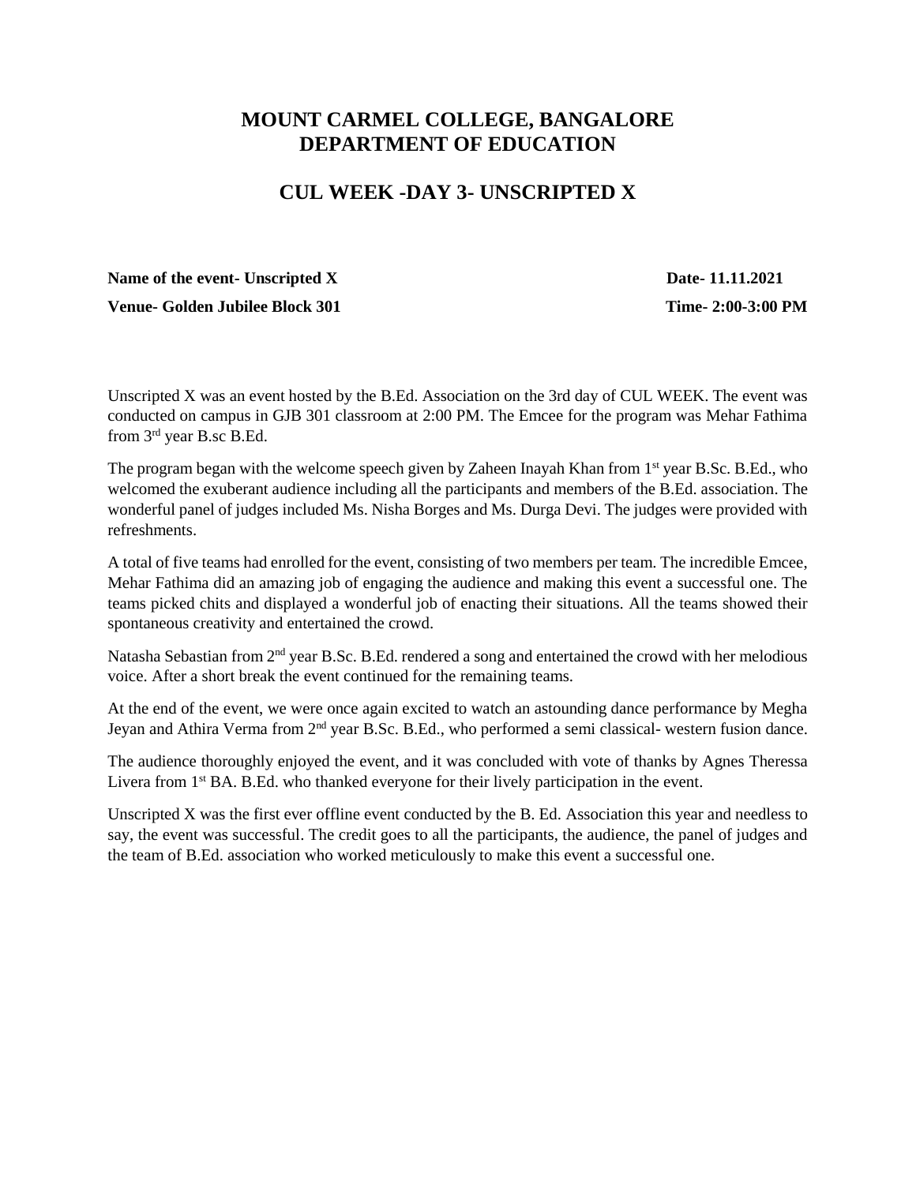# MOUNT CARMEL COLLEGE, BANGALORE
# DEPARTMENT OF EDUCATION

## CUL WEEK -DAY 3- UNSCRIPTED X

**Name of the event- Unscripted X** **Date- 11.11.2021**

**Venue- Golden Jubilee Block 301** **Time- 2:00-3:00 PM**

Unscripted X was an event hosted by the B.Ed. Association on the 3rd day of CUL WEEK. The event was conducted on campus in GJB 301 classroom at 2:00 PM. The Emcee for the program was Mehar Fathima from 3rd year B.sc B.Ed.

The program began with the welcome speech given by Zaheen Inayah Khan from 1st year B.Sc. B.Ed., who welcomed the exuberant audience including all the participants and members of the B.Ed. association. The wonderful panel of judges included Ms. Nisha Borges and Ms. Durga Devi. The judges were provided with refreshments.

A total of five teams had enrolled for the event, consisting of two members per team. The incredible Emcee, Mehar Fathima did an amazing job of engaging the audience and making this event a successful one. The teams picked chits and displayed a wonderful job of enacting their situations. All the teams showed their spontaneous creativity and entertained the crowd.

Natasha Sebastian from 2nd year B.Sc. B.Ed. rendered a song and entertained the crowd with her melodious voice. After a short break the event continued for the remaining teams.

At the end of the event, we were once again excited to watch an astounding dance performance by Megha Jeyan and Athira Verma from 2nd year B.Sc. B.Ed., who performed a semi classical- western fusion dance.

The audience thoroughly enjoyed the event, and it was concluded with vote of thanks by Agnes Theressa Livera from 1st BA. B.Ed. who thanked everyone for their lively participation in the event.

Unscripted X was the first ever offline event conducted by the B. Ed. Association this year and needless to say, the event was successful. The credit goes to all the participants, the audience, the panel of judges and the team of B.Ed. association who worked meticulously to make this event a successful one.